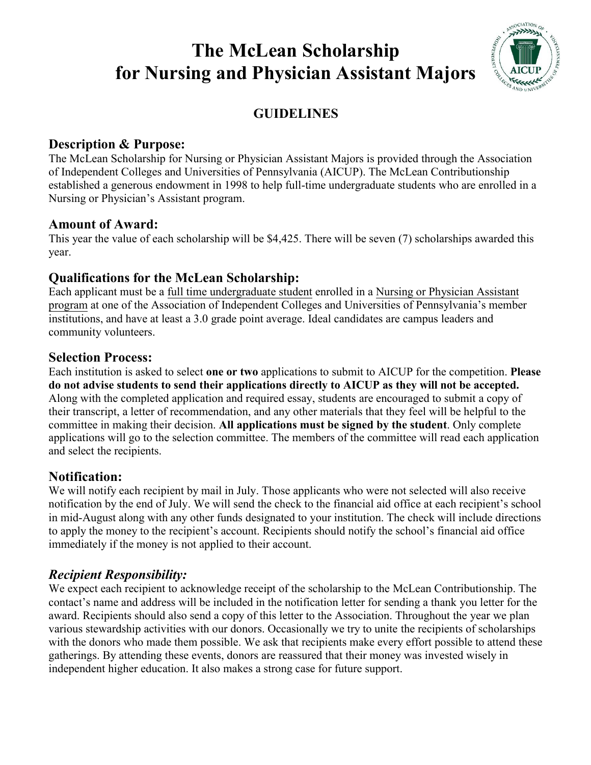# The McLean Scholarship for Nursing and Physician Assistant Majors

## GUIDELINES

### Description & Purpose:

The McLean Scholarship for Nursing or Physician Assistant Majors is provided through the Association of Independent Colleges and Universities of Pennsylvania (AICUP). The McLean Contributionship established a generous endowment in 1998 to help full-time undergraduate students who are enrolled in a Nursing or Physician's Assistant program.

### Amount of Award:

This year the value of each scholarship will be $4,425. There will be seven (7) scholarships awarded this year.

### Qualifications for the McLean Scholarship:

Each applicant must be a full time undergraduate student enrolled in a Nursing or Physician Assistant program at one of the Association of Independent Colleges and Universities of Pennsylvania's member institutions, and have at least a 3.0 grade point average. Ideal candidates are campus leaders and community volunteers.

### Selection Process:

Each institution is asked to select **one or two** applications to submit to AICUP for the competition. **Please do not advise students to send their applications directly to AICUP as they will not be accepted.** Along with the completed application and required essay, students are encouraged to submit a copy of their transcript, a letter of recommendation, and any other materials that they feel will be helpful to the committee in making their decision. **All applications must be signed by the student**. Only complete applications will go to the selection committee. The members of the committee will read each application and select the recipients.

### Notification:

We will notify each recipient by mail in July. Those applicants who were not selected will also receive notification by the end of July. We will send the check to the financial aid office at each recipient's school in mid-August along with any other funds designated to your institution. The check will include directions to apply the money to the recipient's account. Recipients should notify the school's financial aid office immediately if the money is not applied to their account.

### *Recipient Responsibility:*

We expect each recipient to acknowledge receipt of the scholarship to the McLean Contributionship. The contact's name and address will be included in the notification letter for sending a thank you letter for the award. Recipients should also send a copy of this letter to the Association. Throughout the year we plan various stewardship activities with our donors. Occasionally we try to unite the recipients of scholarships with the donors who made them possible. We ask that recipients make every effort possible to attend these gatherings. By attending these events, donors are reassured that their money was invested wisely in independent higher education. It also makes a strong case for future support.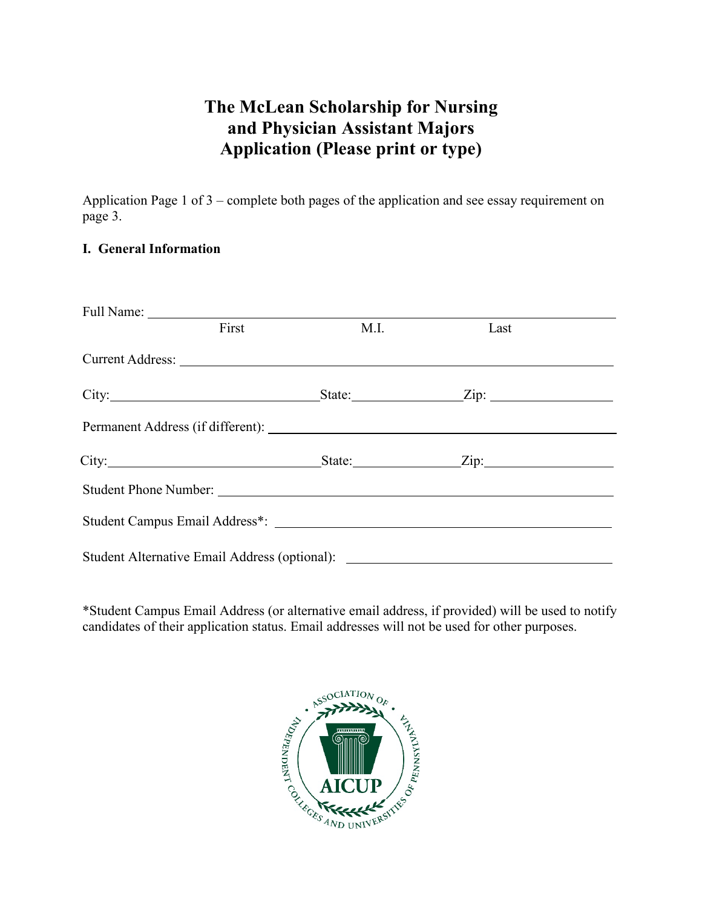# The McLean Scholarship for Nursing and Physician Assistant Majors Application (Please print or type)

Application Page 1 of 3 – complete both pages of the application and see essay requirement on page 3.

**I. General Information**

Full Name: ______________________________________________
First M.I. Last

Current Address: ______________________________________________

City: ____________________ State: ____________ Zip: ____________

Permanent Address (if different): ______________________________________________

City: ____________________ State: ____________ Zip: ____________

Student Phone Number: ______________________________________________

Student Campus Email Address*: ______________________________________________

Student Alternative Email Address (optional): ______________________________________________

*Student Campus Email Address (or alternative email address, if provided) will be used to notify candidates of their application status. Email addresses will not be used for other purposes.

ASSOCIATION OF INDEPENDENT COLLEGES AND UNIVERSITIES OF PENNSYLVANIA

AICUP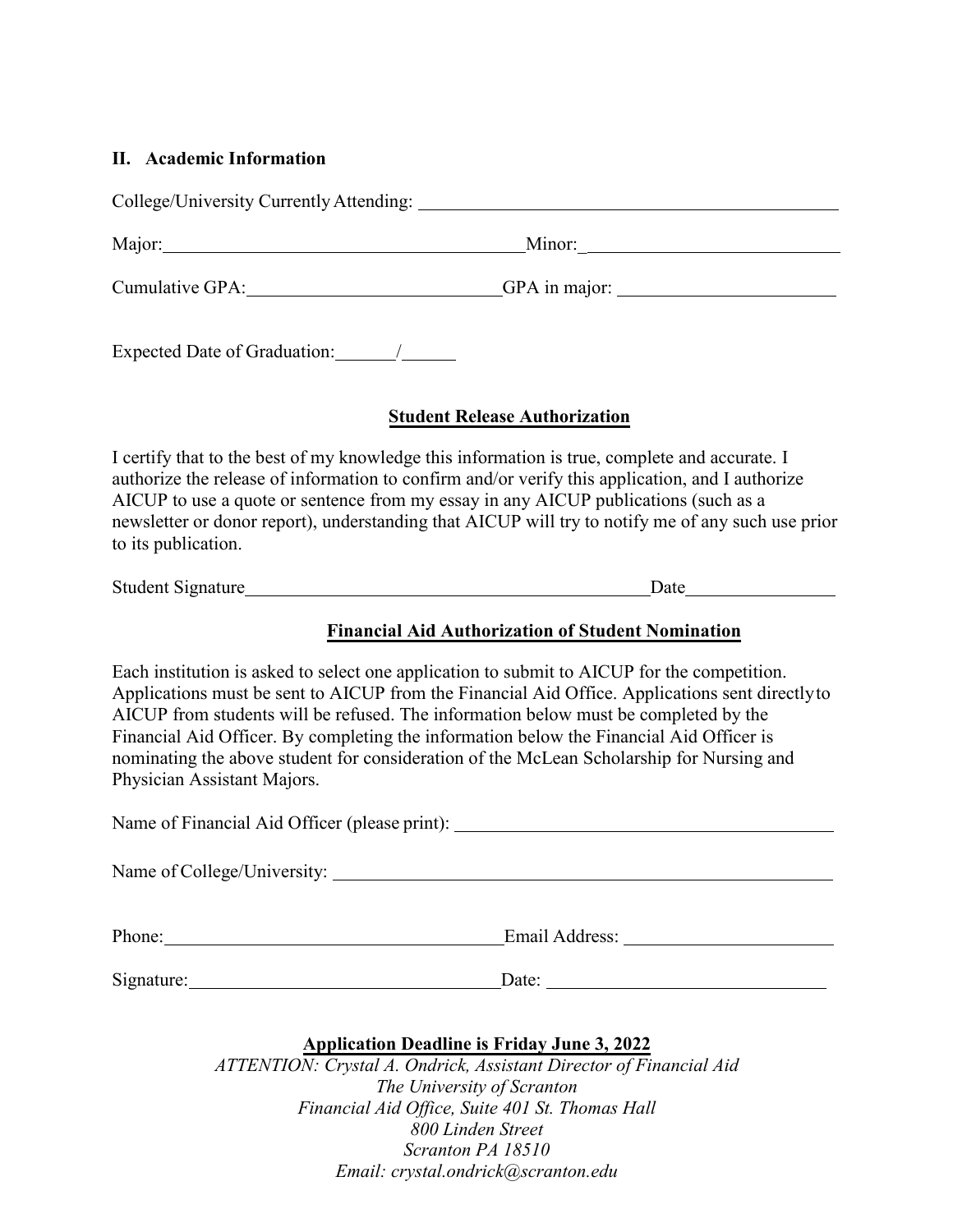## II. Academic Information

College/University Currently Attending: ____________________________________________

Major: ______________________________________ Minor: ____________________________

Cumulative GPA: ___________________________ GPA in major: _______________________

Expected Date of Graduation: ______/______

**Student Release Authorization**

I certify that to the best of my knowledge this information is true, complete and accurate. I authorize the release of information to confirm and/or verify this application, and I authorize AICUP to use a quote or sentence from my essay in any AICUP publications (such as a newsletter or donor report), understanding that AICUP will try to notify me of any such use prior to its publication.

Student Signature ____________________________________________ Date ________________

**Financial Aid Authorization of Student Nomination**

Each institution is asked to select one application to submit to AICUP for the competition. Applications must be sent to AICUP from the Financial Aid Office. Applications sent directly to AICUP from students will be refused. The information below must be completed by the Financial Aid Officer. By completing the information below the Financial Aid Officer is nominating the above student for consideration of the McLean Scholarship for Nursing and Physician Assistant Majors.

Name of Financial Aid Officer (please print): __________________________________________

Name of College/University: _______________________________________________________

Phone: ____________________________________ Email Address: ______________________

Signature: _________________________________ Date: _____________________________

**Application Deadline is Friday June 3, 2022**

*ATTENTION: Crystal A. Ondrick, Assistant Director of Financial Aid*
*The University of Scranton*
*Financial Aid Office, Suite 401 St. Thomas Hall*
*800 Linden Street*
*Scranton PA 18510*
*Email: crystal.ondrick@scranton.edu*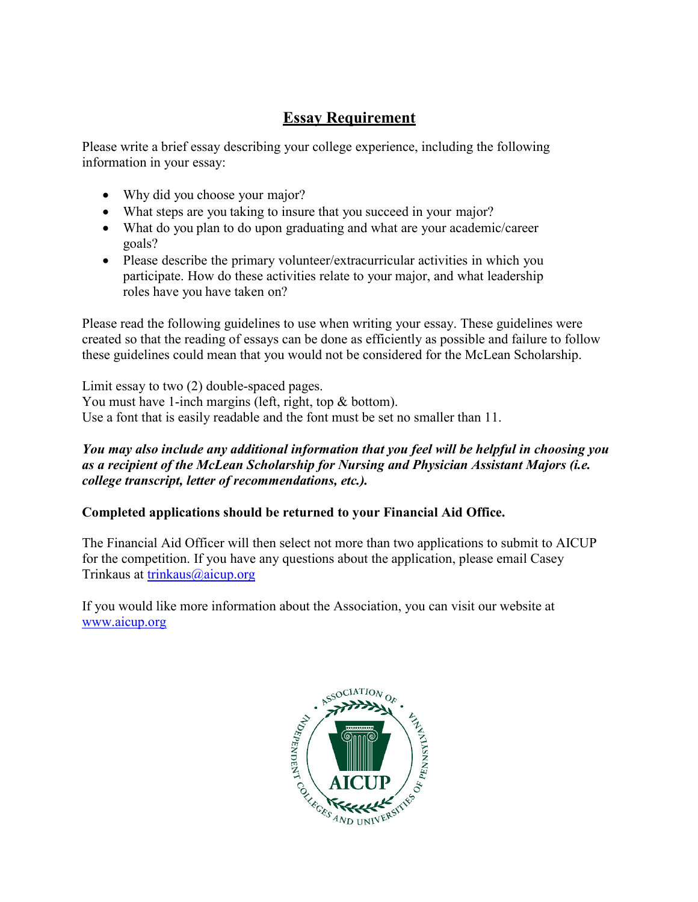# Essay Requirement

Please write a brief essay describing your college experience, including the following information in your essay:

- Why did you choose your major?
- What steps are you taking to insure that you succeed in your major?
- What do you plan to do upon graduating and what are your academic/career goals?
- Please describe the primary volunteer/extracurricular activities in which you participate. How do these activities relate to your major, and what leadership roles have you have taken on?

Please read the following guidelines to use when writing your essay. These guidelines were created so that the reading of essays can be done as efficiently as possible and failure to follow these guidelines could mean that you would not be considered for the McLean Scholarship.

Limit essay to two (2) double-spaced pages.
You must have 1-inch margins (left, right, top & bottom).
Use a font that is easily readable and the font must be set no smaller than 11.

***You may also include any additional information that you feel will be helpful in choosing you as a recipient of the McLean Scholarship for Nursing and Physician Assistant Majors (i.e. college transcript, letter of recommendations, etc.).***

**Completed applications should be returned to your Financial Aid Office.**

The Financial Aid Officer will then select not more than two applications to submit to AICUP for the competition. If you have any questions about the application, please email Casey Trinkaus at trinkaus@aicup.org

If you would like more information about the Association, you can visit our website at www.aicup.org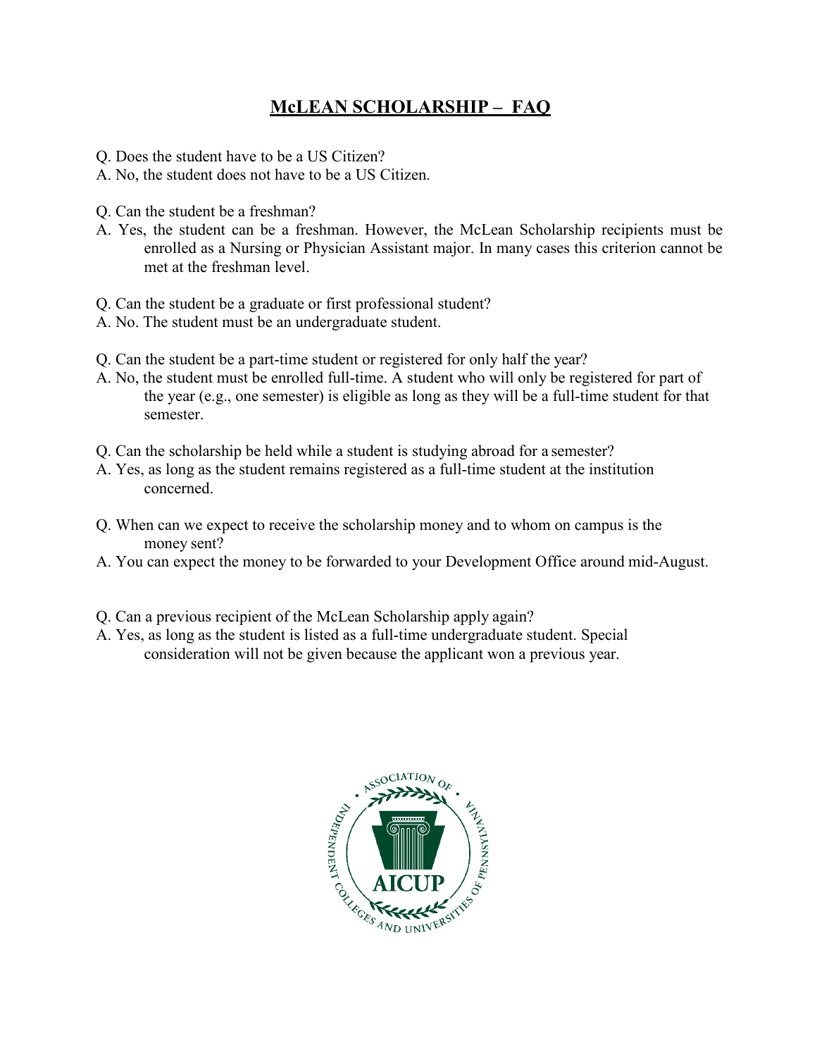# McLEAN SCHOLARSHIP – FAQ

Q. Does the student have to be a US Citizen?
A. No, the student does not have to be a US Citizen.

Q. Can the student be a freshman?
A. Yes, the student can be a freshman. However, the McLean Scholarship recipients must be enrolled as a Nursing or Physician Assistant major. In many cases this criterion cannot be met at the freshman level.

Q. Can the student be a graduate or first professional student?
A. No. The student must be an undergraduate student.

Q. Can the student be a part-time student or registered for only half the year?
A. No, the student must be enrolled full-time. A student who will only be registered for part of the year (e.g., one semester) is eligible as long as they will be a full-time student for that semester.

Q. Can the scholarship be held while a student is studying abroad for a semester?
A. Yes, as long as the student remains registered as a full-time student at the institution concerned.

Q. When can we expect to receive the scholarship money and to whom on campus is the money sent?
A. You can expect the money to be forwarded to your Development Office around mid-August.

Q. Can a previous recipient of the McLean Scholarship apply again?
A. Yes, as long as the student is listed as a full-time undergraduate student. Special consideration will not be given because the applicant won a previous year.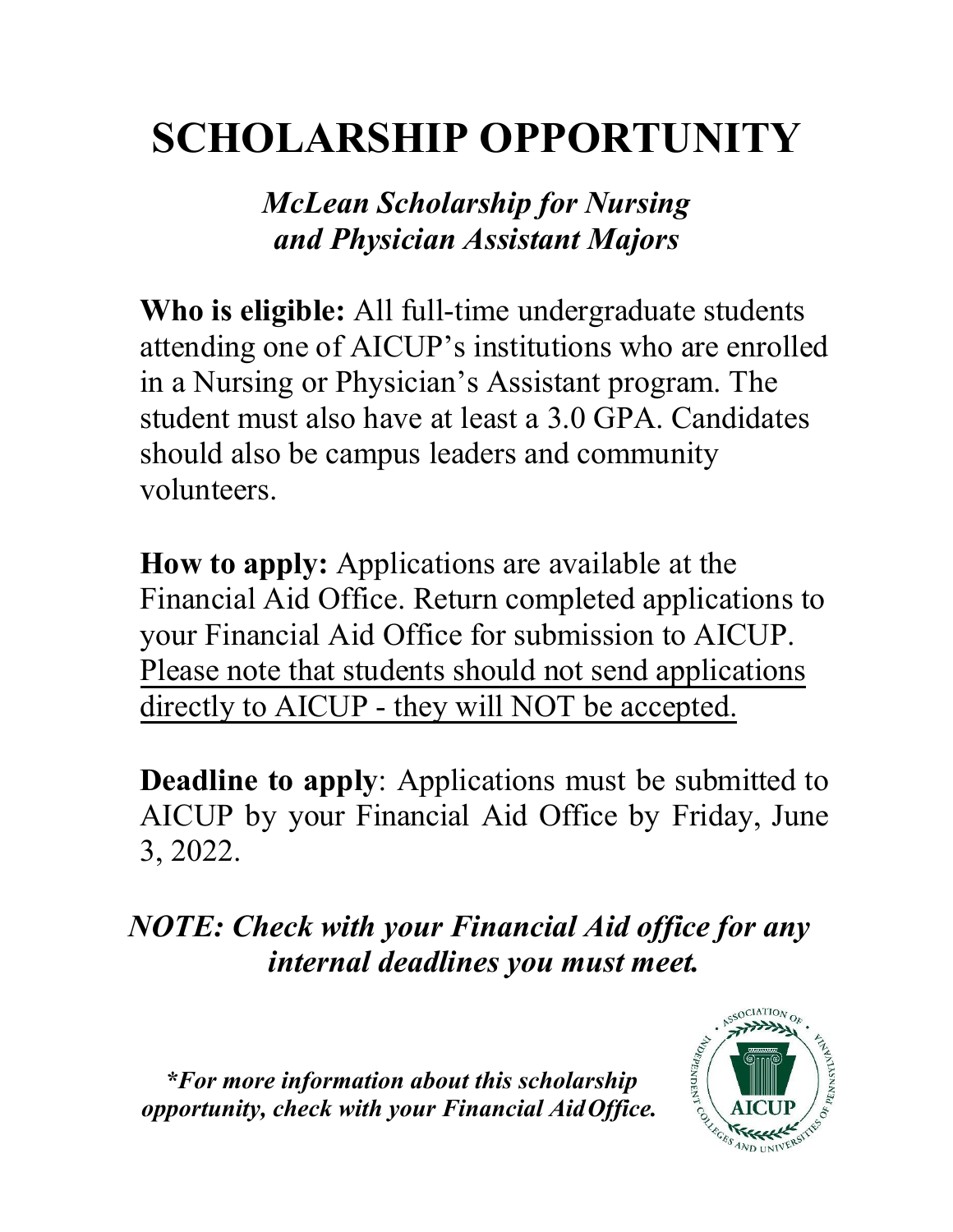# SCHOLARSHIP OPPORTUNITY

***McLean Scholarship for Nursing and Physician Assistant Majors***

**Who is eligible:** All full-time undergraduate students attending one of AICUP's institutions who are enrolled in a Nursing or Physician's Assistant program. The student must also have at least a 3.0 GPA. Candidates should also be campus leaders and community volunteers.

**How to apply:** Applications are available at the Financial Aid Office. Return completed applications to your Financial Aid Office for submission to AICUP. <u>Please note that students should not send applications directly to AICUP - they will NOT be accepted.</u>

**Deadline to apply**: Applications must be submitted to AICUP by your Financial Aid Office by Friday, June 3, 2022.

***NOTE: Check with your Financial Aid office for any internal deadlines you must meet.***

***\*For more information about this scholarship opportunity, check with your Financial Aid Office.***

ASSOCIATION OF INDEPENDENT COLLEGES AND UNIVERSITIES OF PENNSYLVANIA

AICUP